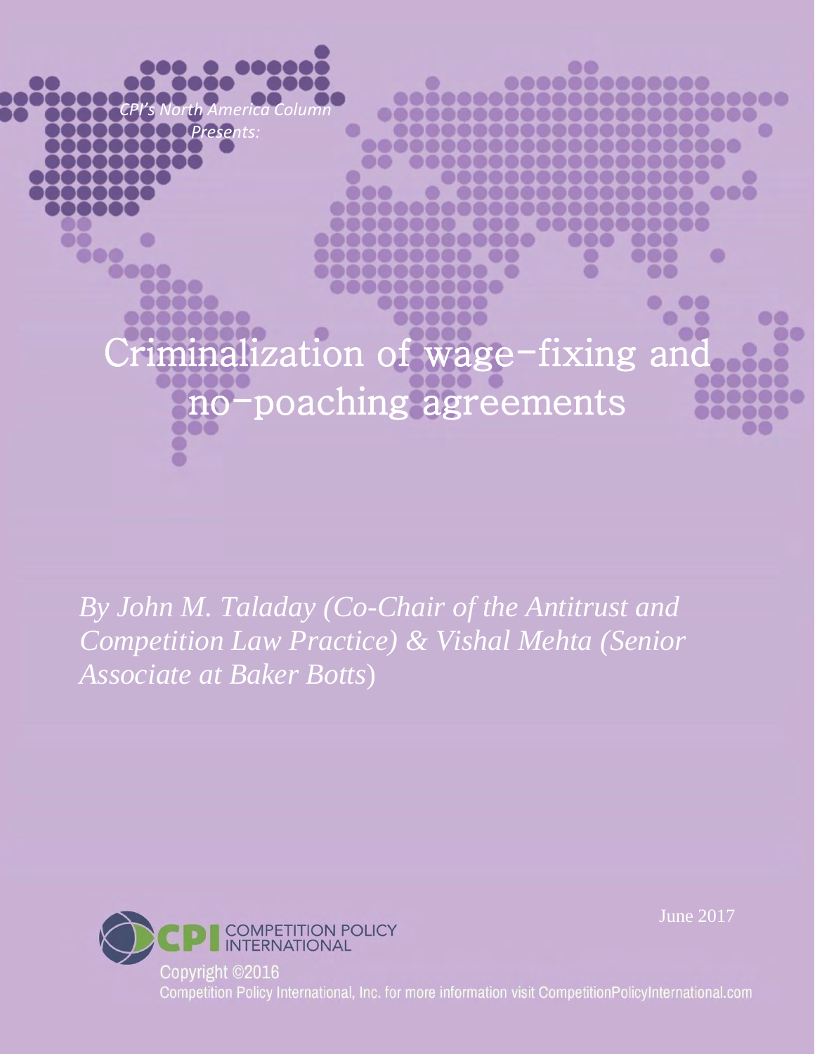*CPI's North America Column Presents:*

# Criminalization of wage-fixing and no-poaching agreements

*By John M. Taladay (Co-Chair of the Antitrust and Competition Law Practice) & Vishal Mehta (Senior Associate at Baker Botts)*

June 2017

COMPETITION POLICY INTERNATIONAL

Copyright ©2016

Competition Policy International, Inc. for more information visit CompetitionPolicyInternational.com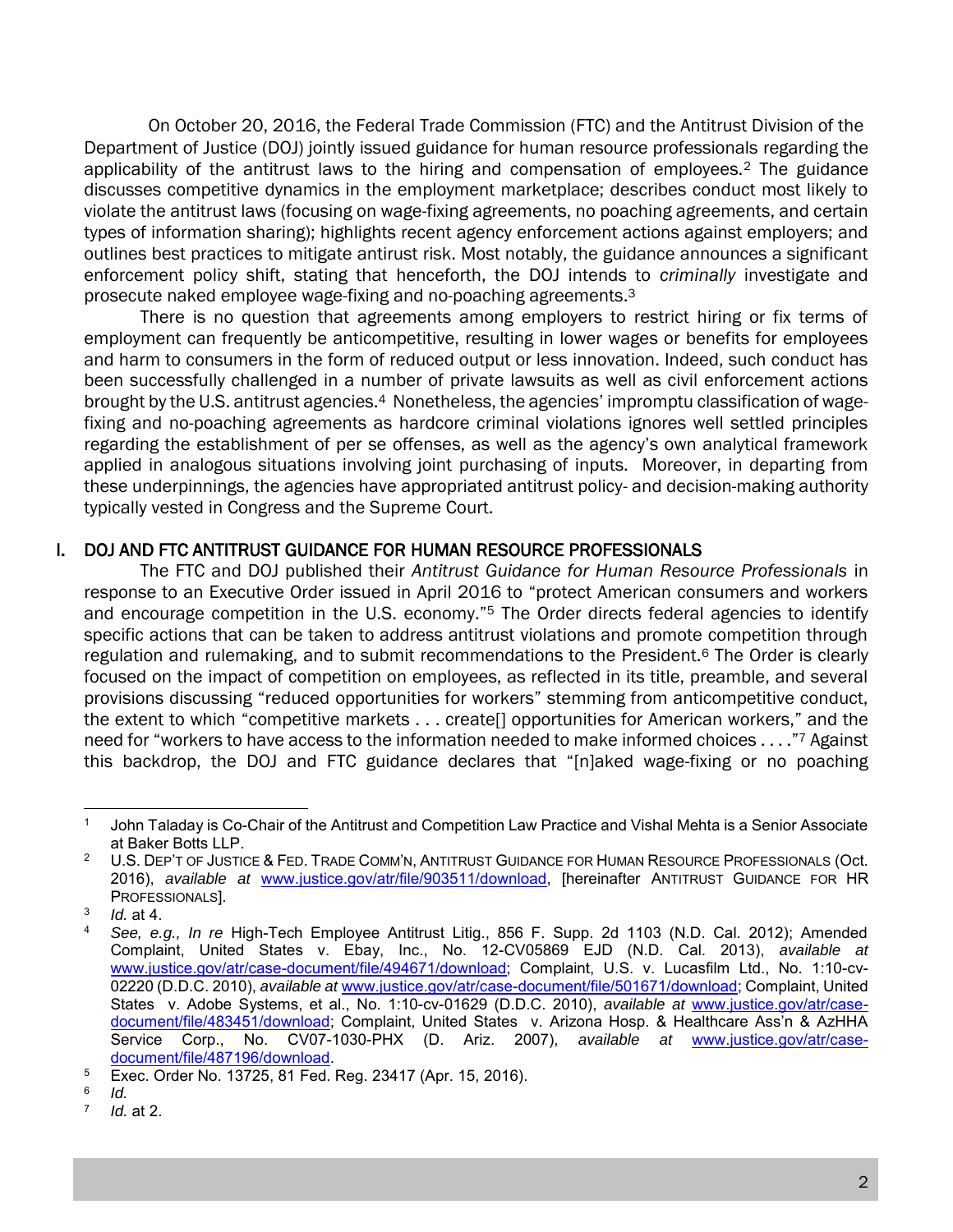On October 20, 2016, the Federal Trade Commission (FTC) and the Antitrust Division of the Department of Justice (DOJ) jointly issued guidance for human resource professionals regarding the applicability of the antitrust laws to the hiring and compensation of employees.[2] The guidance discusses competitive dynamics in the employment marketplace; describes conduct most likely to violate the antitrust laws (focusing on wage-fixing agreements, no poaching agreements, and certain types of information sharing); highlights recent agency enforcement actions against employers; and outlines best practices to mitigate antitrust risk. Most notably, the guidance announces a significant enforcement policy shift, stating that henceforth, the DOJ intends to *criminally* investigate and prosecute naked employee wage-fixing and no-poaching agreements.[3]

There is no question that agreements among employers to restrict hiring or fix terms of employment can frequently be anticompetitive, resulting in lower wages or benefits for employees and harm to consumers in the form of reduced output or less innovation. Indeed, such conduct has been successfully challenged in a number of private lawsuits as well as civil enforcement actions brought by the U.S. antitrust agencies.[4] Nonetheless, the agencies' impromptu classification of wage-fixing and no-poaching agreements as hardcore criminal violations ignores well settled principles regarding the establishment of per se offenses, as well as the agency's own analytical framework applied in analogous situations involving joint purchasing of inputs. Moreover, in departing from these underpinnings, the agencies have appropriated antitrust policy- and decision-making authority typically vested in Congress and the Supreme Court.

## I. DOJ AND FTC ANTITRUST GUIDANCE FOR HUMAN RESOURCE PROFESSIONALS

The FTC and DOJ published their *Antitrust Guidance for Human Resource Professionals* in response to an Executive Order issued in April 2016 to "protect American consumers and workers and encourage competition in the U.S. economy."[5] The Order directs federal agencies to identify specific actions that can be taken to address antitrust violations and promote competition through regulation and rulemaking, and to submit recommendations to the President.[6] The Order is clearly focused on the impact of competition on employees, as reflected in its title, preamble, and several provisions discussing "reduced opportunities for workers" stemming from anticompetitive conduct, the extent to which "competitive markets . . . create[] opportunities for American workers," and the need for "workers to have access to the information needed to make informed choices . . . ."[7] Against this backdrop, the DOJ and FTC guidance declares that "[n]aked wage-fixing or no poaching

---

[1] John Taladay is Co-Chair of the Antitrust and Competition Law Practice and Vishal Mehta is a Senior Associate at Baker Botts LLP.

[2] U.S. DEP'T OF JUSTICE & FED. TRADE COMM'N, ANTITRUST GUIDANCE FOR HUMAN RESOURCE PROFESSIONALS (Oct. 2016), *available at* www.justice.gov/atr/file/903511/download, [hereinafter ANTITRUST GUIDANCE FOR HR PROFESSIONALS].

[3] *Id.* at 4.

[4] *See, e.g., In re* High-Tech Employee Antitrust Litig., 856 F. Supp. 2d 1103 (N.D. Cal. 2012); Amended Complaint, United States v. Ebay, Inc., No. 12-CV05869 EJD (N.D. Cal. 2013), *available at* www.justice.gov/atr/case-document/file/494671/download; Complaint, U.S. v. Lucasfilm Ltd., No. 1:10-cv-02220 (D.D.C. 2010), *available at* www.justice.gov/atr/case-document/file/501671/download; Complaint, United States v. Adobe Systems, et al., No. 1:10-cv-01629 (D.D.C. 2010), *available at* www.justice.gov/atr/case-document/file/483451/download; Complaint, United States v. Arizona Hosp. & Healthcare Ass'n & AzHHA Service Corp., No. CV07-1030-PHX (D. Ariz. 2007), *available at* www.justice.gov/atr/case-document/file/487196/download.

[5] Exec. Order No. 13725, 81 Fed. Reg. 23417 (Apr. 15, 2016).

[6] *Id.*

[7] *Id.* at 2.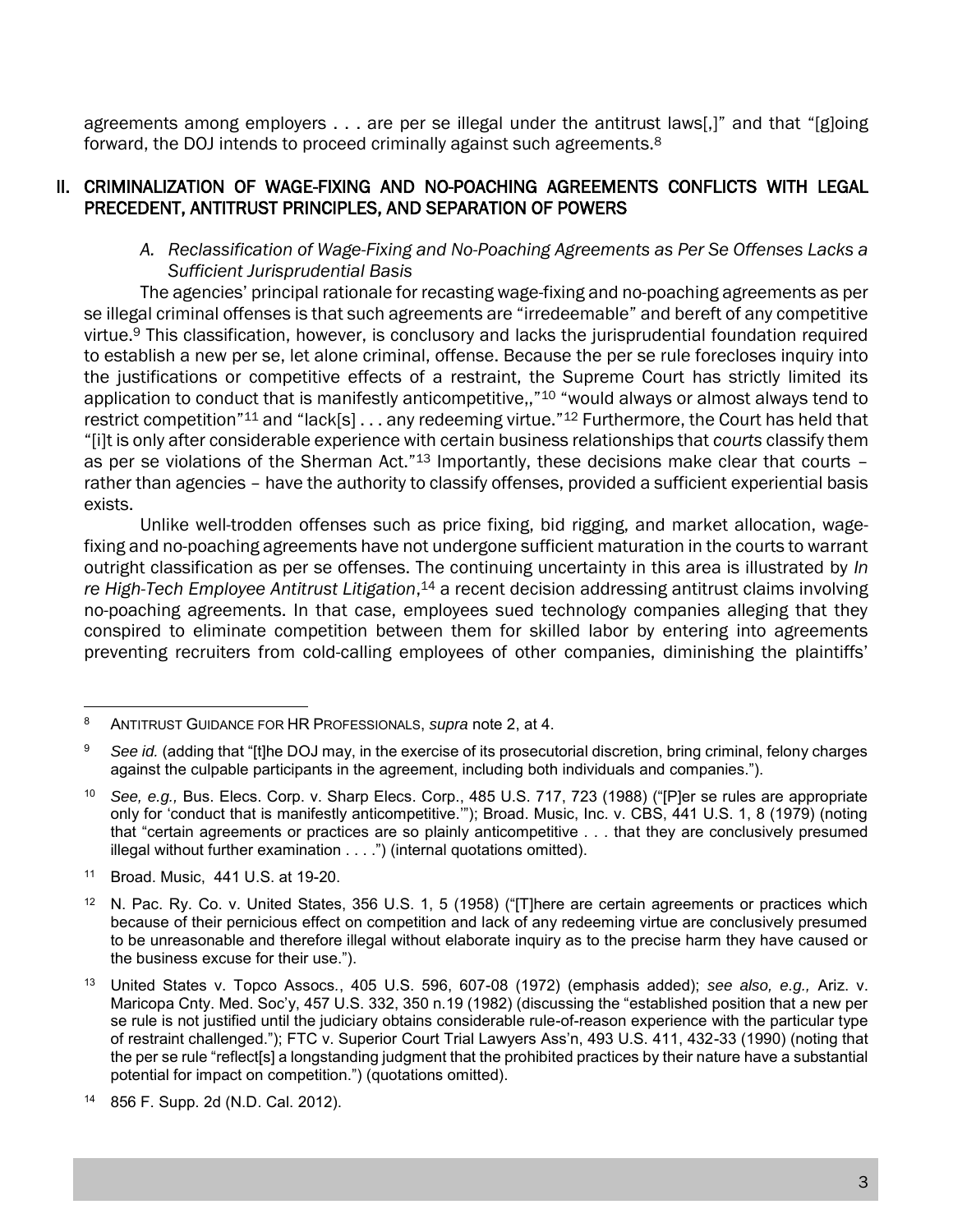agreements among employers . . . are per se illegal under the antitrust laws[,]" and that "[g]oing forward, the DOJ intends to proceed criminally against such agreements.[8]

## II. CRIMINALIZATION OF WAGE-FIXING AND NO-POACHING AGREEMENTS CONFLICTS WITH LEGAL PRECEDENT, ANTITRUST PRINCIPLES, AND SEPARATION OF POWERS

### *A. Reclassification of Wage-Fixing and No-Poaching Agreements as Per Se Offenses Lacks a Sufficient Jurisprudential Basis*

The agencies' principal rationale for recasting wage-fixing and no-poaching agreements as per se illegal criminal offenses is that such agreements are "irredeemable" and bereft of any competitive virtue.[9] This classification, however, is conclusory and lacks the jurisprudential foundation required to establish a new per se, let alone criminal, offense. Because the per se rule forecloses inquiry into the justifications or competitive effects of a restraint, the Supreme Court has strictly limited its application to conduct that is manifestly anticompetitive,,"[10] "would always or almost always tend to restrict competition"[11] and "lack[s] . . . any redeeming virtue."[12] Furthermore, the Court has held that "[i]t is only after considerable experience with certain business relationships that *courts* classify them as per se violations of the Sherman Act."[13] Importantly, these decisions make clear that courts – rather than agencies – have the authority to classify offenses, provided a sufficient experiential basis exists.

Unlike well-trodden offenses such as price fixing, bid rigging, and market allocation, wage-fixing and no-poaching agreements have not undergone sufficient maturation in the courts to warrant outright classification as per se offenses. The continuing uncertainty in this area is illustrated by *In re High-Tech Employee Antitrust Litigation*,[14] a recent decision addressing antitrust claims involving no-poaching agreements. In that case, employees sued technology companies alleging that they conspired to eliminate competition between them for skilled labor by entering into agreements preventing recruiters from cold-calling employees of other companies, diminishing the plaintiffs'

---

[8] ANTITRUST GUIDANCE FOR HR PROFESSIONALS, *supra* note 2, at 4.

[9] *See id.* (adding that "[t]he DOJ may, in the exercise of its prosecutorial discretion, bring criminal, felony charges against the culpable participants in the agreement, including both individuals and companies.").

[10] *See, e.g.,* Bus. Elecs. Corp. v. Sharp Elecs. Corp., 485 U.S. 717, 723 (1988) ("[P]er se rules are appropriate only for 'conduct that is manifestly anticompetitive.'"); Broad. Music, Inc. v. CBS, 441 U.S. 1, 8 (1979) (noting that "certain agreements or practices are so plainly anticompetitive . . . that they are conclusively presumed illegal without further examination . . . .") (internal quotations omitted).

[11] Broad. Music, 441 U.S. at 19-20.

[12] N. Pac. Ry. Co. v. United States, 356 U.S. 1, 5 (1958) ("[T]here are certain agreements or practices which because of their pernicious effect on competition and lack of any redeeming virtue are conclusively presumed to be unreasonable and therefore illegal without elaborate inquiry as to the precise harm they have caused or the business excuse for their use.").

[13] United States v. Topco Assocs., 405 U.S. 596, 607-08 (1972) (emphasis added); *see also, e.g.,* Ariz. v. Maricopa Cnty. Med. Soc'y, 457 U.S. 332, 350 n.19 (1982) (discussing the "established position that a new per se rule is not justified until the judiciary obtains considerable rule-of-reason experience with the particular type of restraint challenged."); FTC v. Superior Court Trial Lawyers Ass'n, 493 U.S. 411, 432-33 (1990) (noting that the per se rule "reflect[s] a longstanding judgment that the prohibited practices by their nature have a substantial potential for impact on competition.") (quotations omitted).

[14] 856 F. Supp. 2d (N.D. Cal. 2012).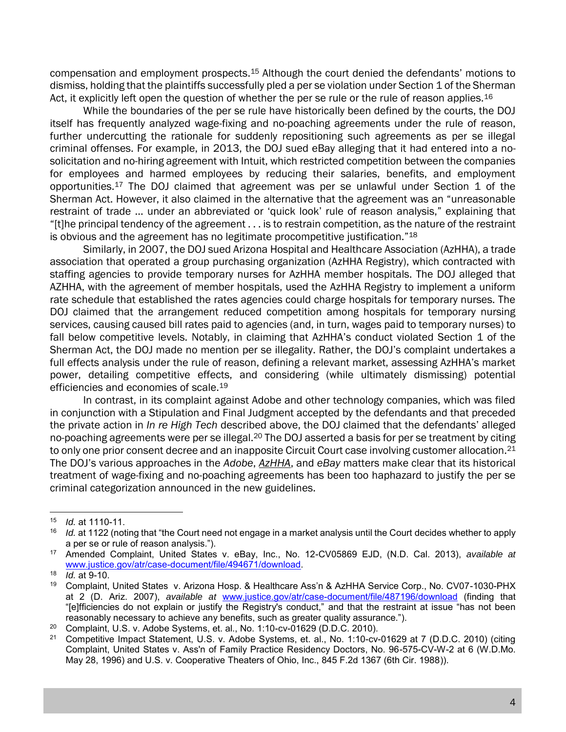compensation and employment prospects.[15] Although the court denied the defendants' motions to dismiss, holding that the plaintiffs successfully pled a per se violation under Section 1 of the Sherman Act, it explicitly left open the question of whether the per se rule or the rule of reason applies.[16]

While the boundaries of the per se rule have historically been defined by the courts, the DOJ itself has frequently analyzed wage-fixing and no-poaching agreements under the rule of reason, further undercutting the rationale for suddenly repositioning such agreements as per se illegal criminal offenses. For example, in 2013, the DOJ sued eBay alleging that it had entered into a no-solicitation and no-hiring agreement with Intuit, which restricted competition between the companies for employees and harmed employees by reducing their salaries, benefits, and employment opportunities.[17] The DOJ claimed that agreement was per se unlawful under Section 1 of the Sherman Act. However, it also claimed in the alternative that the agreement was an "unreasonable restraint of trade … under an abbreviated or 'quick look' rule of reason analysis," explaining that "[t]he principal tendency of the agreement . . . is to restrain competition, as the nature of the restraint is obvious and the agreement has no legitimate procompetitive justification."[18]

Similarly, in 2007, the DOJ sued Arizona Hospital and Healthcare Association (AzHHA), a trade association that operated a group purchasing organization (AzHHA Registry), which contracted with staffing agencies to provide temporary nurses for AzHHA member hospitals. The DOJ alleged that AZHHA, with the agreement of member hospitals, used the AzHHA Registry to implement a uniform rate schedule that established the rates agencies could charge hospitals for temporary nurses. The DOJ claimed that the arrangement reduced competition among hospitals for temporary nursing services, causing caused bill rates paid to agencies (and, in turn, wages paid to temporary nurses) to fall below competitive levels. Notably, in claiming that AzHHA's conduct violated Section 1 of the Sherman Act, the DOJ made no mention per se illegality. Rather, the DOJ's complaint undertakes a full effects analysis under the rule of reason, defining a relevant market, assessing AzHHA's market power, detailing competitive effects, and considering (while ultimately dismissing) potential efficiencies and economies of scale.[19]

In contrast, in its complaint against Adobe and other technology companies, which was filed in conjunction with a Stipulation and Final Judgment accepted by the defendants and that preceded the private action in *In re High Tech* described above, the DOJ claimed that the defendants' alleged no-poaching agreements were per se illegal.[20] The DOJ asserted a basis for per se treatment by citing to only one prior consent decree and an inapposite Circuit Court case involving customer allocation.[21] The DOJ's various approaches in the *Adobe*, *AzHHA*, and *eBay* matters make clear that its historical treatment of wage-fixing and no-poaching agreements has been too haphazard to justify the per se criminal categorization announced in the new guidelines.

---

[15] *Id.* at 1110-11.

[16] *Id.* at 1122 (noting that "the Court need not engage in a market analysis until the Court decides whether to apply a per se or rule of reason analysis.").

[17] Amended Complaint, United States v. eBay, Inc., No. 12-CV05869 EJD, (N.D. Cal. 2013), *available at* www.justice.gov/atr/case-document/file/494671/download.

[18] *Id.* at 9-10.

[19] Complaint, United States v. Arizona Hosp. & Healthcare Ass'n & AzHHA Service Corp., No. CV07-1030-PHX at 2 (D. Ariz. 2007), *available at* www.justice.gov/atr/case-document/file/487196/download (finding that "[e]fficiencies do not explain or justify the Registry's conduct," and that the restraint at issue "has not been reasonably necessary to achieve any benefits, such as greater quality assurance.").

[20] Complaint, U.S. v. Adobe Systems, et. al., No. 1:10-cv-01629 (D.D.C. 2010).

[21] Competitive Impact Statement, U.S. v. Adobe Systems, et. al., No. 1:10-cv-01629 at 7 (D.D.C. 2010) (citing Complaint, United States v. Ass'n of Family Practice Residency Doctors, No. 96-575-CV-W-2 at 6 (W.D.Mo. May 28, 1996) and U.S. v. Cooperative Theaters of Ohio, Inc., 845 F.2d 1367 (6th Cir. 1988)).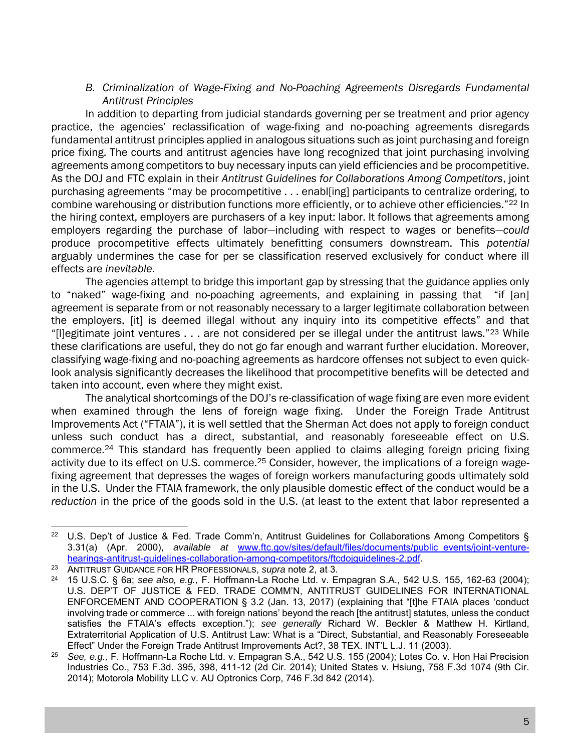### *B. Criminalization of Wage-Fixing and No-Poaching Agreements Disregards Fundamental Antitrust Principles*

In addition to departing from judicial standards governing per se treatment and prior agency practice, the agencies' reclassification of wage-fixing and no-poaching agreements disregards fundamental antitrust principles applied in analogous situations such as joint purchasing and foreign price fixing. The courts and antitrust agencies have long recognized that joint purchasing involving agreements among competitors to buy necessary inputs can yield efficiencies and be procompetitive. As the DOJ and FTC explain in their *Antitrust Guidelines for Collaborations Among Competitors*, joint purchasing agreements "may be procompetitive . . . enabl[ing] participants to centralize ordering, to combine warehousing or distribution functions more efficiently, or to achieve other efficiencies."[22] In the hiring context, employers are purchasers of a key input: labor. It follows that agreements among employers regarding the purchase of labor—including with respect to wages or benefits—*could* produce procompetitive effects ultimately benefitting consumers downstream. This *potential* arguably undermines the case for per se classification reserved exclusively for conduct where ill effects are *inevitable*.

The agencies attempt to bridge this important gap by stressing that the guidance applies only to "naked" wage-fixing and no-poaching agreements, and explaining in passing that "if [an] agreement is separate from or not reasonably necessary to a larger legitimate collaboration between the employers, [it] is deemed illegal without any inquiry into its competitive effects" and that "[l]egitimate joint ventures . . . are not considered per se illegal under the antitrust laws."[23] While these clarifications are useful, they do not go far enough and warrant further elucidation. Moreover, classifying wage-fixing and no-poaching agreements as hardcore offenses not subject to even quick-look analysis significantly decreases the likelihood that procompetitive benefits will be detected and taken into account, even where they might exist.

The analytical shortcomings of the DOJ's re-classification of wage fixing are even more evident when examined through the lens of foreign wage fixing. Under the Foreign Trade Antitrust Improvements Act ("FTAIA"), it is well settled that the Sherman Act does not apply to foreign conduct unless such conduct has a direct, substantial, and reasonably foreseeable effect on U.S. commerce.[24] This standard has frequently been applied to claims alleging foreign pricing fixing activity due to its effect on U.S. commerce.[25] Consider, however, the implications of a foreign wage-fixing agreement that depresses the wages of foreign workers manufacturing goods ultimately sold in the U.S. Under the FTAIA framework, the only plausible domestic effect of the conduct would be a *reduction* in the price of the goods sold in the U.S. (at least to the extent that labor represented a

---

[22] U.S. Dep't of Justice & Fed. Trade Comm'n, Antitrust Guidelines for Collaborations Among Competitors § 3.31(a) (Apr. 2000), *available at* [www.ftc.gov/sites/default/files/documents/public_events/joint-venture-hearings-antitrust-guidelines-collaboration-among-competitors/ftcdojguidelines-2.pdf](www.ftc.gov/sites/default/files/documents/public_events/joint-venture-hearings-antitrust-guidelines-collaboration-among-competitors/ftcdojguidelines-2.pdf).

[23] ANTITRUST GUIDANCE FOR HR PROFESSIONALS, *supra* note 2, at 3.

[24] 15 U.S.C. § 6a; *see also, e.g.,* F. Hoffmann-La Roche Ltd. v. Empagran S.A., 542 U.S. 155, 162-63 (2004); U.S. DEP'T OF JUSTICE & FED. TRADE COMM'N, ANTITRUST GUIDELINES FOR INTERNATIONAL ENFORCEMENT AND COOPERATION § 3.2 (Jan. 13, 2017) (explaining that "[t]he FTAIA places 'conduct involving trade or commerce ... with foreign nations' beyond the reach [the antitrust] statutes, unless the conduct satisfies the FTAIA's effects exception."); *see generally* Richard W. Beckler & Matthew H. Kirtland, Extraterritorial Application of U.S. Antitrust Law: What is a "Direct, Substantial, and Reasonably Foreseeable Effect" Under the Foreign Trade Antitrust Improvements Act?, 38 TEX. INT'L L.J. 11 (2003).

[25] *See, e.g.,* F. Hoffmann-La Roche Ltd. v. Empagran S.A., 542 U.S. 155 (2004); Lotes Co. v. Hon Hai Precision Industries Co., 753 F.3d. 395, 398, 411-12 (2d Cir. 2014); United States v. Hsiung, 758 F.3d 1074 (9th Cir. 2014); Motorola Mobility LLC v. AU Optronics Corp, 746 F.3d 842 (2014).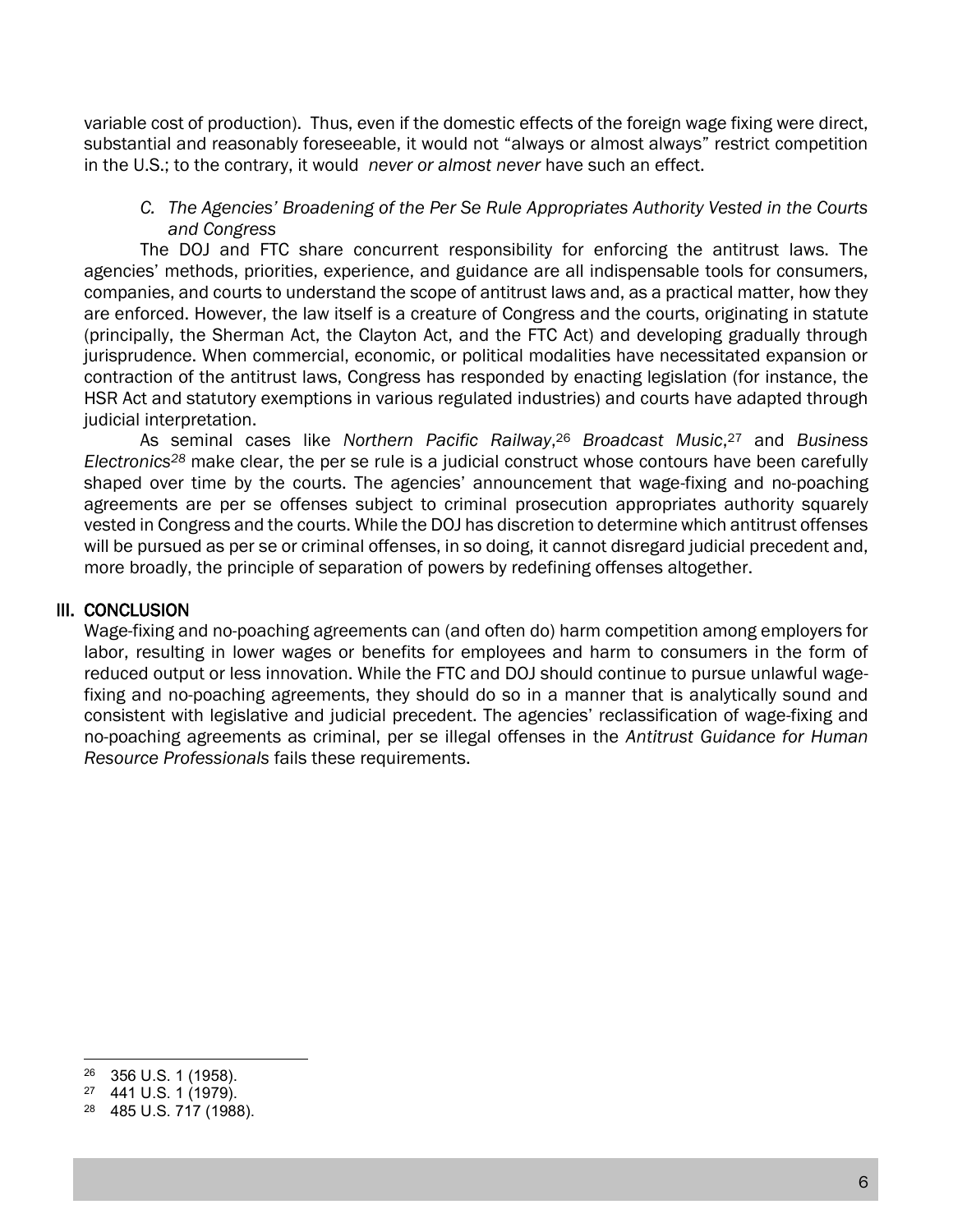variable cost of production). Thus, even if the domestic effects of the foreign wage fixing were direct, substantial and reasonably foreseeable, it would not "always or almost always" restrict competition in the U.S.; to the contrary, it would *never or almost never* have such an effect.

### *C. The Agencies' Broadening of the Per Se Rule Appropriates Authority Vested in the Courts and Congress*

The DOJ and FTC share concurrent responsibility for enforcing the antitrust laws. The agencies' methods, priorities, experience, and guidance are all indispensable tools for consumers, companies, and courts to understand the scope of antitrust laws and, as a practical matter, how they are enforced. However, the law itself is a creature of Congress and the courts, originating in statute (principally, the Sherman Act, the Clayton Act, and the FTC Act) and developing gradually through jurisprudence. When commercial, economic, or political modalities have necessitated expansion or contraction of the antitrust laws, Congress has responded by enacting legislation (for instance, the HSR Act and statutory exemptions in various regulated industries) and courts have adapted through judicial interpretation.

As seminal cases like *Northern Pacific Railway*,[26] *Broadcast Music*,[27] and *Business Electronics*[28] make clear, the per se rule is a judicial construct whose contours have been carefully shaped over time by the courts. The agencies' announcement that wage-fixing and no-poaching agreements are per se offenses subject to criminal prosecution appropriates authority squarely vested in Congress and the courts. While the DOJ has discretion to determine which antitrust offenses will be pursued as per se or criminal offenses, in so doing, it cannot disregard judicial precedent and, more broadly, the principle of separation of powers by redefining offenses altogether.

## III. CONCLUSION

Wage-fixing and no-poaching agreements can (and often do) harm competition among employers for labor, resulting in lower wages or benefits for employees and harm to consumers in the form of reduced output or less innovation. While the FTC and DOJ should continue to pursue unlawful wage-fixing and no-poaching agreements, they should do so in a manner that is analytically sound and consistent with legislative and judicial precedent. The agencies' reclassification of wage-fixing and no-poaching agreements as criminal, per se illegal offenses in the *Antitrust Guidance for Human Resource Professionals* fails these requirements.

---

[26] 356 U.S. 1 (1958).

[27] 441 U.S. 1 (1979).

[28] 485 U.S. 717 (1988).